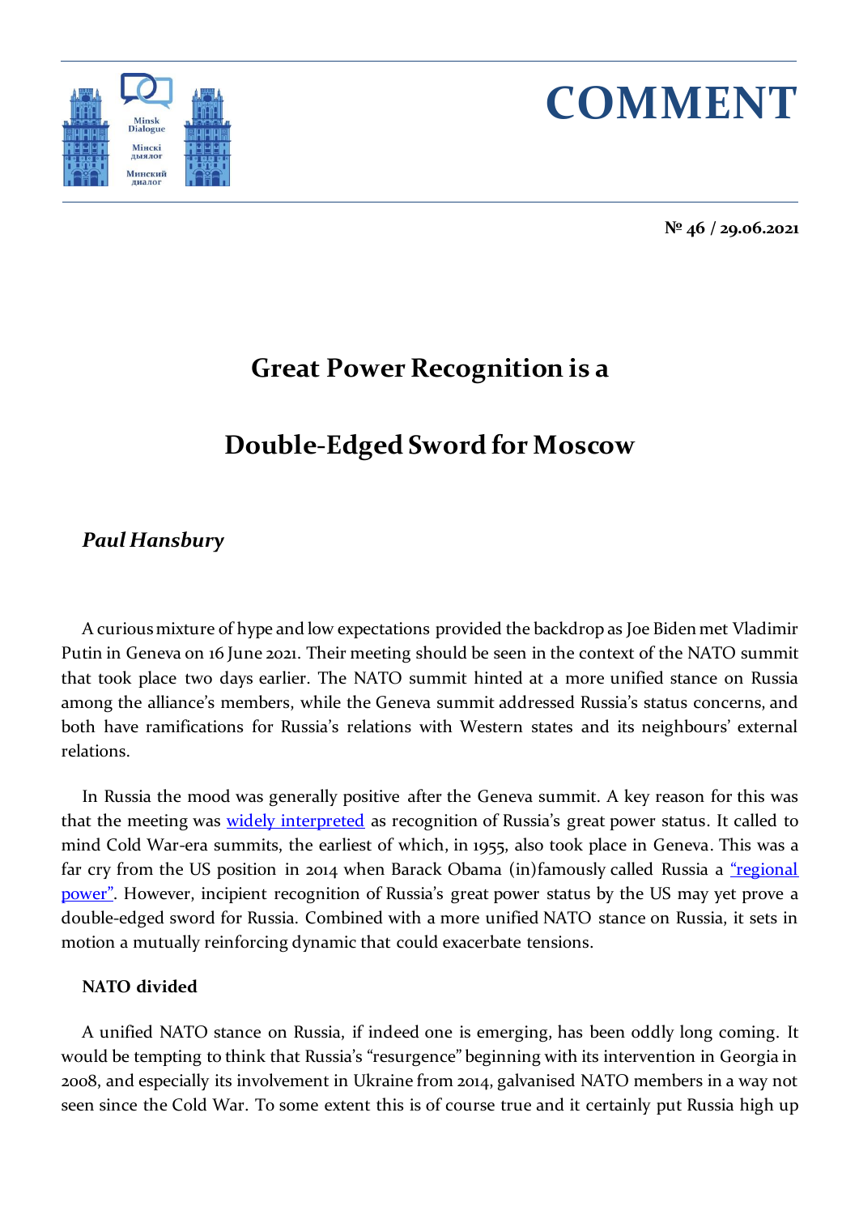# COMMENT

**№ 46 / 29.06.2021**

# Great Power Recognition is a Double-Edged Sword for Moscow

***Paul Hansbury***

A curious mixture of hype and low expectations provided the backdrop as Joe Biden met Vladimir Putin in Geneva on 16 June 2021. Their meeting should be seen in the context of the NATO summit that took place two days earlier. The NATO summit hinted at a more unified stance on Russia among the alliance's members, while the Geneva summit addressed Russia's status concerns, and both have ramifications for Russia's relations with Western states and its neighbours' external relations.

In Russia the mood was generally positive after the Geneva summit. A key reason for this was that the meeting was widely interpreted as recognition of Russia's great power status. It called to mind Cold War-era summits, the earliest of which, in 1955, also took place in Geneva. This was a far cry from the US position in 2014 when Barack Obama (in)famously called Russia a "regional power". However, incipient recognition of Russia's great power status by the US may yet prove a double-edged sword for Russia. Combined with a more unified NATO stance on Russia, it sets in motion a mutually reinforcing dynamic that could exacerbate tensions.

**NATO divided**

A unified NATO stance on Russia, if indeed one is emerging, has been oddly long coming. It would be tempting to think that Russia's "resurgence" beginning with its intervention in Georgia in 2008, and especially its involvement in Ukraine from 2014, galvanised NATO members in a way not seen since the Cold War. To some extent this is of course true and it certainly put Russia high up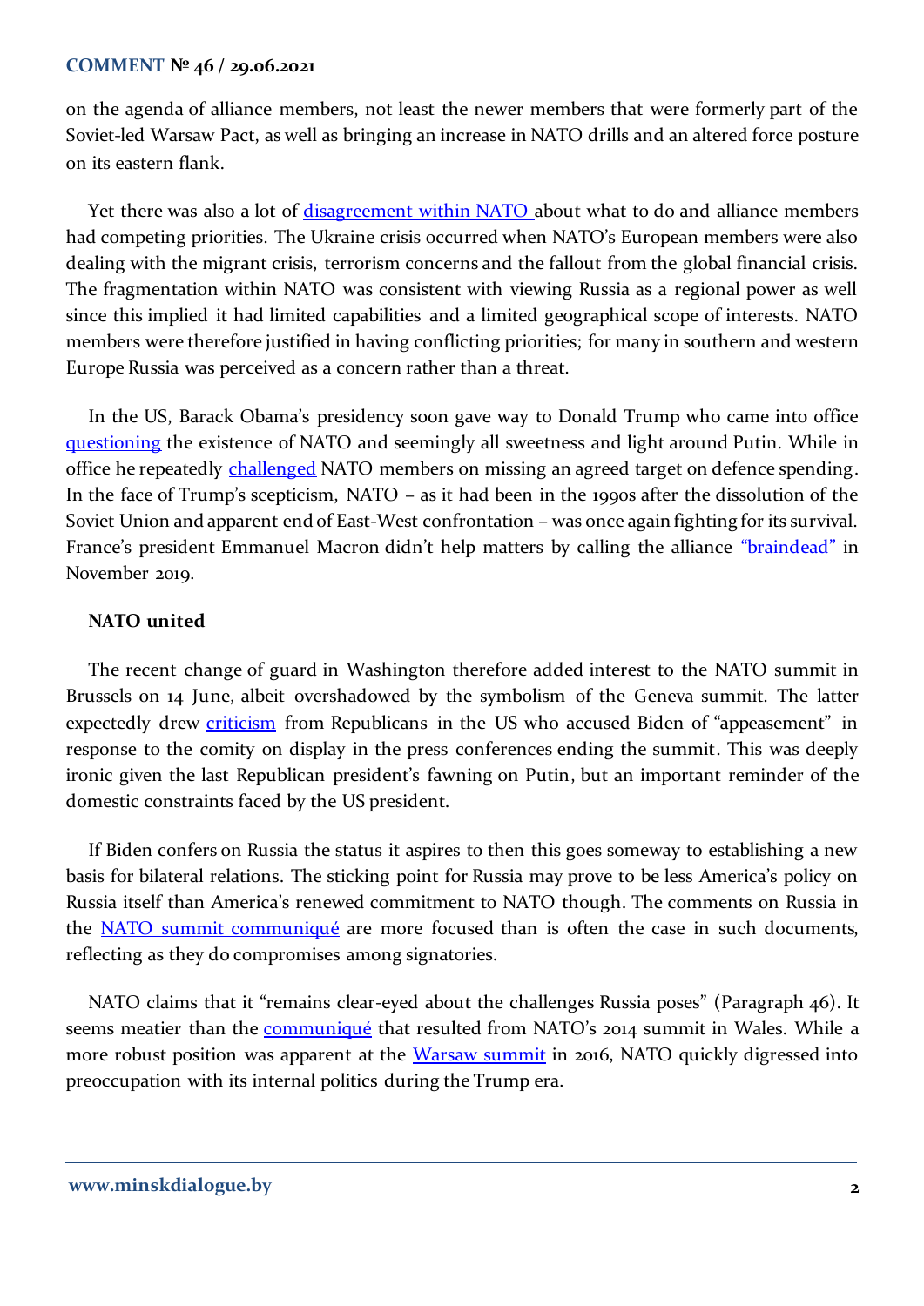on the agenda of alliance members, not least the newer members that were formerly part of the Soviet-led Warsaw Pact, as well as bringing an increase in NATO drills and an altered force posture on its eastern flank.

Yet there was also a lot of disagreement within NATO about what to do and alliance members had competing priorities. The Ukraine crisis occurred when NATO's European members were also dealing with the migrant crisis, terrorism concerns and the fallout from the global financial crisis. The fragmentation within NATO was consistent with viewing Russia as a regional power as well since this implied it had limited capabilities and a limited geographical scope of interests. NATO members were therefore justified in having conflicting priorities; for many in southern and western Europe Russia was perceived as a concern rather than a threat.

In the US, Barack Obama's presidency soon gave way to Donald Trump who came into office questioning the existence of NATO and seemingly all sweetness and light around Putin. While in office he repeatedly challenged NATO members on missing an agreed target on defence spending. In the face of Trump's scepticism, NATO – as it had been in the 1990s after the dissolution of the Soviet Union and apparent end of East-West confrontation – was once again fighting for its survival. France's president Emmanuel Macron didn't help matters by calling the alliance "braindead" in November 2019.

### NATO united

The recent change of guard in Washington therefore added interest to the NATO summit in Brussels on 14 June, albeit overshadowed by the symbolism of the Geneva summit. The latter expectedly drew criticism from Republicans in the US who accused Biden of "appeasement" in response to the comity on display in the press conferences ending the summit. This was deeply ironic given the last Republican president's fawning on Putin, but an important reminder of the domestic constraints faced by the US president.

If Biden confers on Russia the status it aspires to then this goes someway to establishing a new basis for bilateral relations. The sticking point for Russia may prove to be less America's policy on Russia itself than America's renewed commitment to NATO though. The comments on Russia in the NATO summit communiqué are more focused than is often the case in such documents, reflecting as they do compromises among signatories.

NATO claims that it "remains clear-eyed about the challenges Russia poses" (Paragraph 46). It seems meatier than the communiqué that resulted from NATO's 2014 summit in Wales. While a more robust position was apparent at the Warsaw summit in 2016, NATO quickly digressed into preoccupation with its internal politics during the Trump era.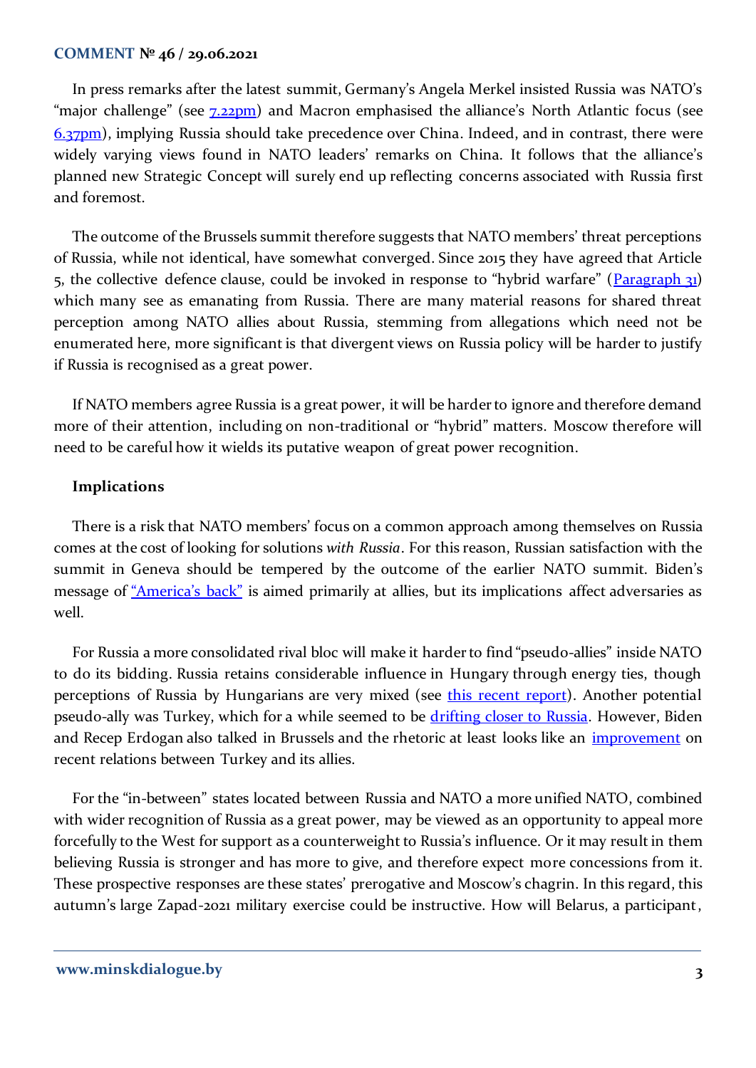In press remarks after the latest summit, Germany's Angela Merkel insisted Russia was NATO's "major challenge" (see 7.22pm) and Macron emphasised the alliance's North Atlantic focus (see 6.37pm), implying Russia should take precedence over China. Indeed, and in contrast, there were widely varying views found in NATO leaders' remarks on China. It follows that the alliance's planned new Strategic Concept will surely end up reflecting concerns associated with Russia first and foremost.

The outcome of the Brussels summit therefore suggests that NATO members' threat perceptions of Russia, while not identical, have somewhat converged. Since 2015 they have agreed that Article 5, the collective defence clause, could be invoked in response to "hybrid warfare" (Paragraph 31) which many see as emanating from Russia. There are many material reasons for shared threat perception among NATO allies about Russia, stemming from allegations which need not be enumerated here, more significant is that divergent views on Russia policy will be harder to justify if Russia is recognised as a great power.

If NATO members agree Russia is a great power, it will be harder to ignore and therefore demand more of their attention, including on non-traditional or "hybrid" matters. Moscow therefore will need to be careful how it wields its putative weapon of great power recognition.

## Implications

There is a risk that NATO members' focus on a common approach among themselves on Russia comes at the cost of looking for solutions *with Russia*. For this reason, Russian satisfaction with the summit in Geneva should be tempered by the outcome of the earlier NATO summit. Biden's message of "America's back" is aimed primarily at allies, but its implications affect adversaries as well.

For Russia a more consolidated rival bloc will make it harder to find "pseudo-allies" inside NATO to do its bidding. Russia retains considerable influence in Hungary through energy ties, though perceptions of Russia by Hungarians are very mixed (see this recent report). Another potential pseudo-ally was Turkey, which for a while seemed to be drifting closer to Russia. However, Biden and Recep Erdogan also talked in Brussels and the rhetoric at least looks like an improvement on recent relations between Turkey and its allies.

For the "in-between" states located between Russia and NATO a more unified NATO, combined with wider recognition of Russia as a great power, may be viewed as an opportunity to appeal more forcefully to the West for support as a counterweight to Russia's influence. Or it may result in them believing Russia is stronger and has more to give, and therefore expect more concessions from it. These prospective responses are these states' prerogative and Moscow's chagrin. In this regard, this autumn's large Zapad-2021 military exercise could be instructive. How will Belarus, a participant,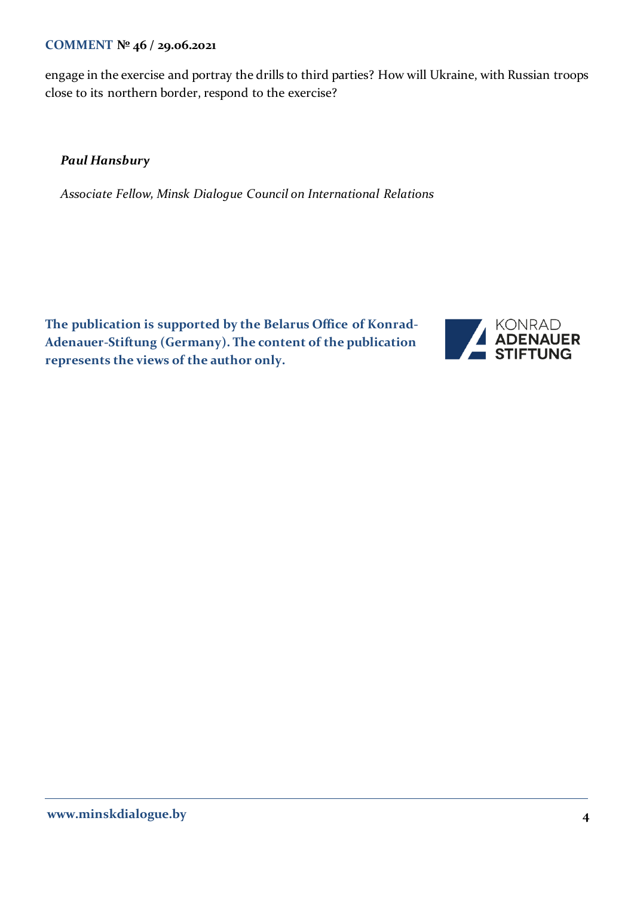engage in the exercise and portray the drills to third parties? How will Ukraine, with Russian troops close to its northern border, respond to the exercise?

***Paul Hansbury***

*Associate Fellow, Minsk Dialogue Council on International Relations*

**The publication is supported by the Belarus Office of Konrad-Adenauer-Stiftung (Germany). The content of the publication represents the views of the author only.**

KONRAD ADENAUER STIFTUNG

www.minskdialogue.by